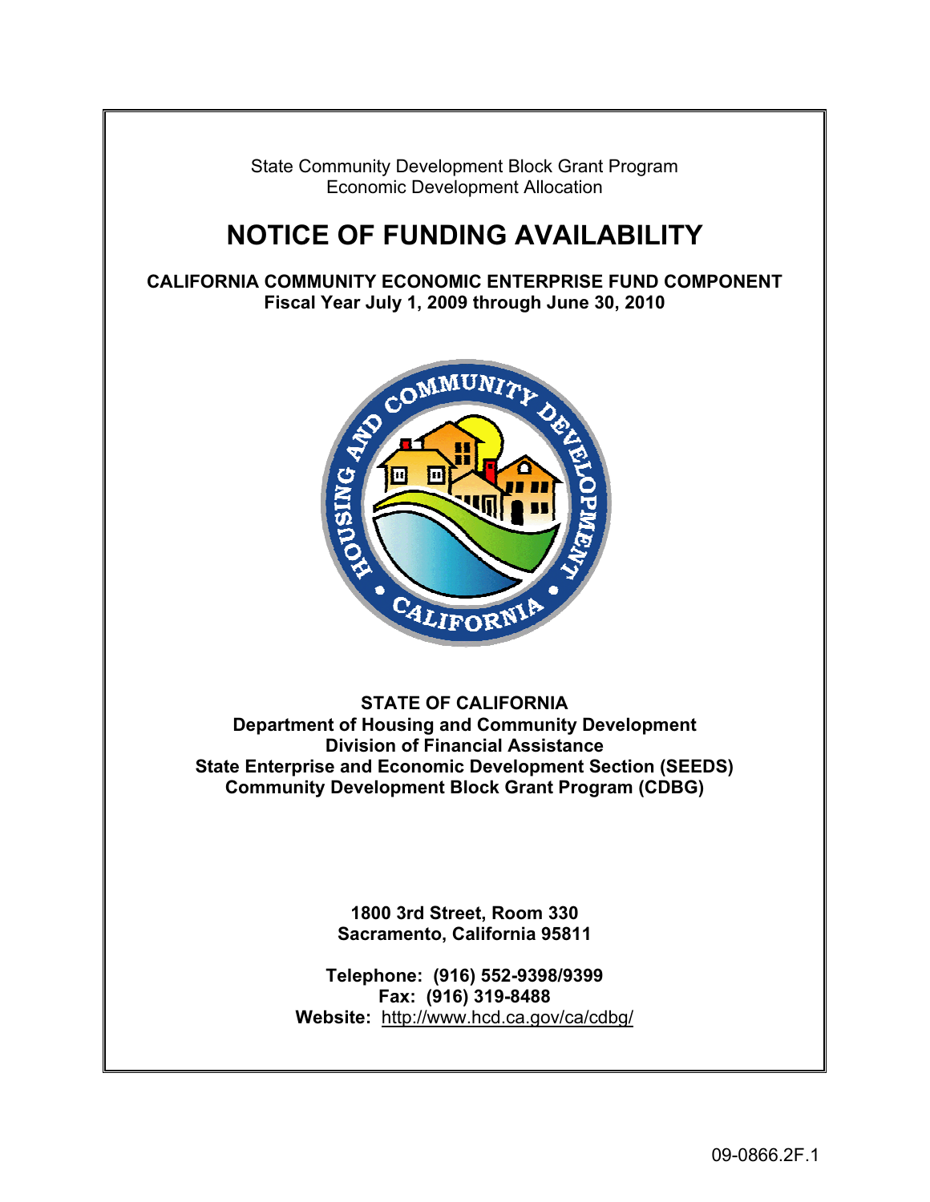State Community Development Block Grant Program
Economic Development Allocation

# NOTICE OF FUNDING AVAILABILITY

**CALIFORNIA COMMUNITY ECONOMIC ENTERPRISE FUND COMPONENT**
**Fiscal Year July 1, 2009 through June 30, 2010**

**STATE OF CALIFORNIA**
**Department of Housing and Community Development**
**Division of Financial Assistance**
**State Enterprise and Economic Development Section (SEEDS)**
**Community Development Block Grant Program (CDBG)**

**1800 3rd Street, Room 330**
**Sacramento, California 95811**

**Telephone: (916) 552-9398/9399**
**Fax: (916) 319-8488**
**Website:** http://www.hcd.ca.gov/ca/cdbg/

09-0866.2F.1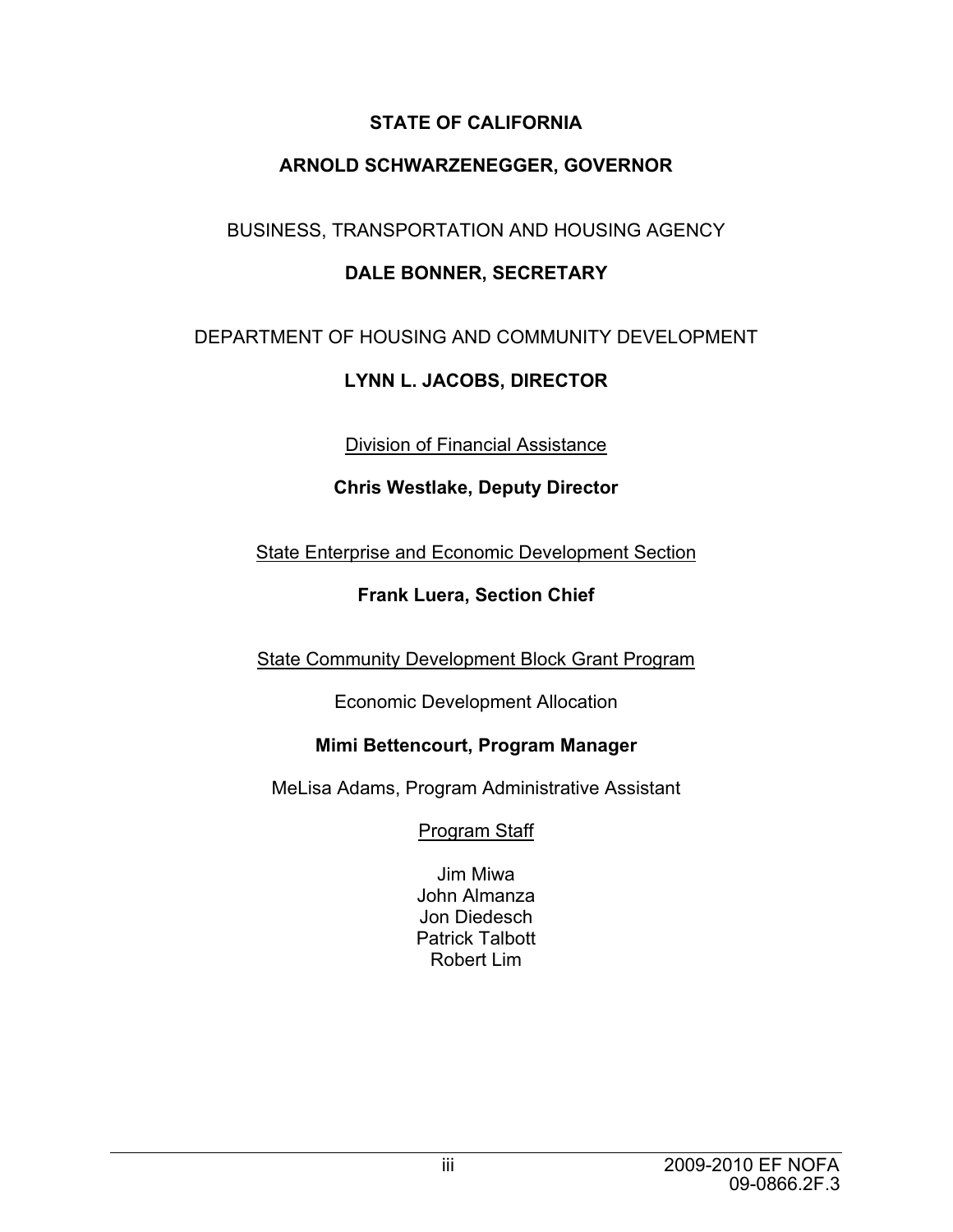**STATE OF CALIFORNIA**

**ARNOLD SCHWARZENEGGER, GOVERNOR**

BUSINESS, TRANSPORTATION AND HOUSING AGENCY

**DALE BONNER, SECRETARY**

DEPARTMENT OF HOUSING AND COMMUNITY DEVELOPMENT

**LYNN L. JACOBS, DIRECTOR**

Division of Financial Assistance

**Chris Westlake, Deputy Director**

State Enterprise and Economic Development Section

**Frank Luera, Section Chief**

State Community Development Block Grant Program

Economic Development Allocation

**Mimi Bettencourt, Program Manager**

MeLisa Adams, Program Administrative Assistant

Program Staff

Jim Miwa
John Almanza
Jon Diedesch
Patrick Talbott
Robert Lim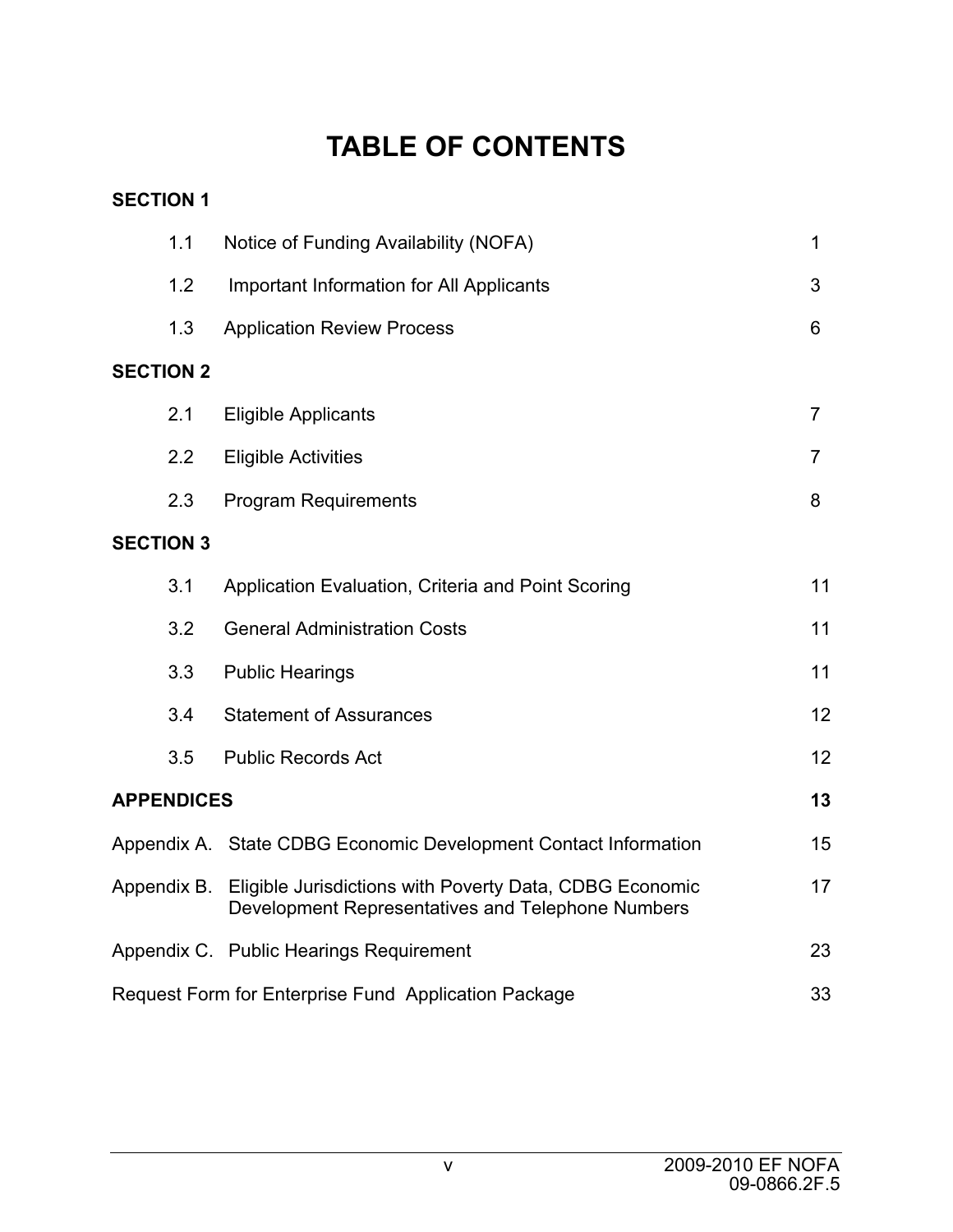# TABLE OF CONTENTS

**SECTION 1**

| | | |
|---|---|---|
| 1.1 | Notice of Funding Availability (NOFA) | 1 |
| 1.2 | Important Information for All Applicants | 3 |
| 1.3 | Application Review Process | 6 |

**SECTION 2**

| | | |
|---|---|---|
| 2.1 | Eligible Applicants | 7 |
| 2.2 | Eligible Activities | 7 |
| 2.3 | Program Requirements | 8 |

**SECTION 3**

| | | |
|---|---|---|
| 3.1 | Application Evaluation, Criteria and Point Scoring | 11 |
| 3.2 | General Administration Costs | 11 |
| 3.3 | Public Hearings | 11 |
| 3.4 | Statement of Assurances | 12 |
| 3.5 | Public Records Act | 12 |

**APPENDICES** **13**

| | | |
|---|---|---|
| Appendix A. | State CDBG Economic Development Contact Information | 15 |
| Appendix B. | Eligible Jurisdictions with Poverty Data, CDBG Economic Development Representatives and Telephone Numbers | 17 |
| Appendix C. | Public Hearings Requirement | 23 |

Request Form for Enterprise Fund Application Package 33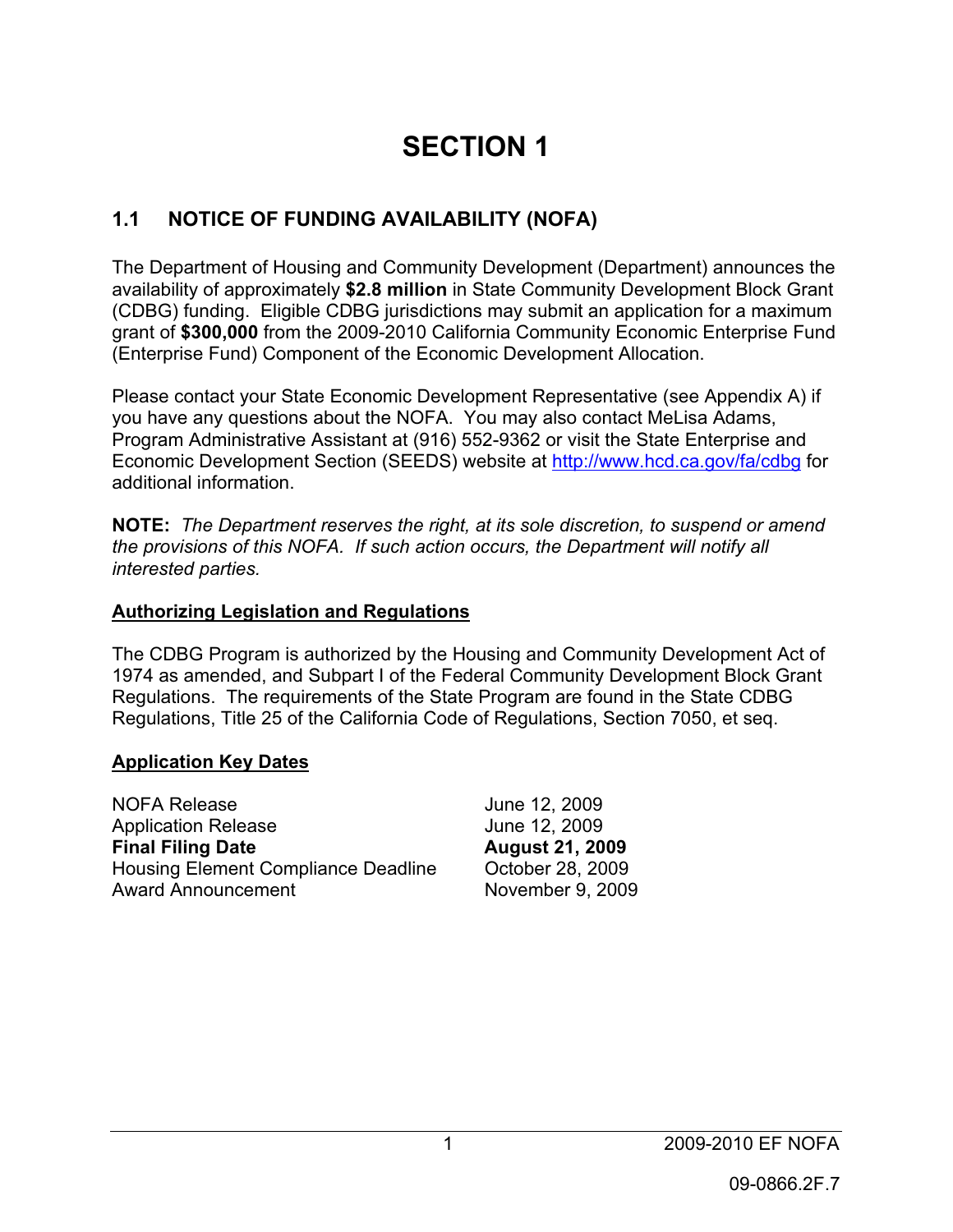# SECTION 1

## 1.1 NOTICE OF FUNDING AVAILABILITY (NOFA)

The Department of Housing and Community Development (Department) announces the availability of approximately **$2.8 million** in State Community Development Block Grant (CDBG) funding. Eligible CDBG jurisdictions may submit an application for a maximum grant of **$300,000** from the 2009-2010 California Community Economic Enterprise Fund (Enterprise Fund) Component of the Economic Development Allocation.

Please contact your State Economic Development Representative (see Appendix A) if you have any questions about the NOFA. You may also contact MeLisa Adams, Program Administrative Assistant at (916) 552-9362 or visit the State Enterprise and Economic Development Section (SEEDS) website at http://www.hcd.ca.gov/fa/cdbg for additional information.

**NOTE:** *The Department reserves the right, at its sole discretion, to suspend or amend the provisions of this NOFA. If such action occurs, the Department will notify all interested parties.*

**Authorizing Legislation and Regulations**

The CDBG Program is authorized by the Housing and Community Development Act of 1974 as amended, and Subpart I of the Federal Community Development Block Grant Regulations. The requirements of the State Program are found in the State CDBG Regulations, Title 25 of the California Code of Regulations, Section 7050, et seq.

**Application Key Dates**

| | |
|---|---|
| NOFA Release | June 12, 2009 |
| Application Release | June 12, 2009 |
| **Final Filing Date** | **August 21, 2009** |
| Housing Element Compliance Deadline | October 28, 2009 |
| Award Announcement | November 9, 2009 |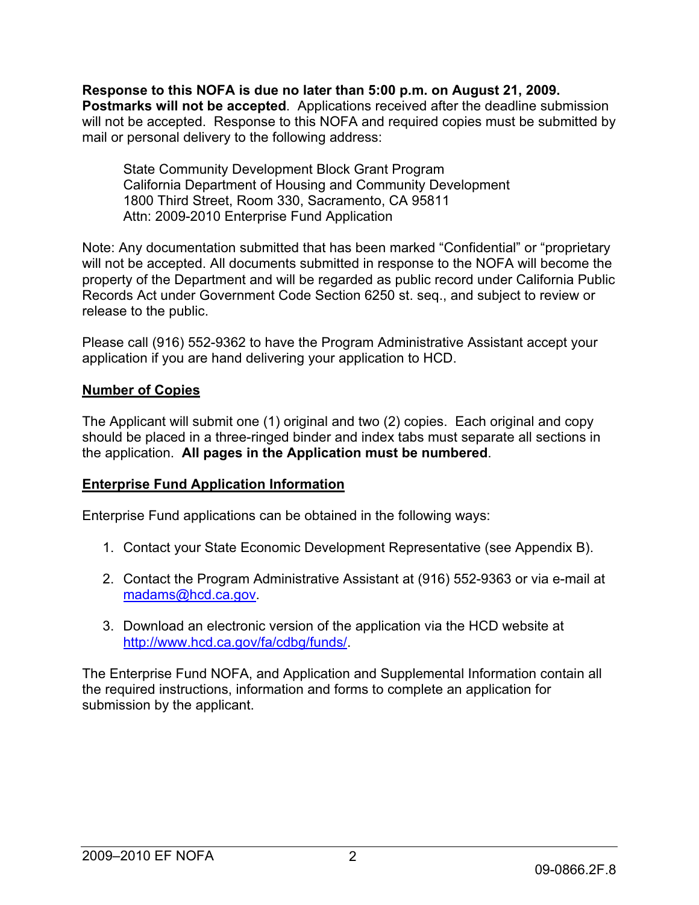**Response to this NOFA is due no later than 5:00 p.m. on August 21, 2009. Postmarks will not be accepted**. Applications received after the deadline submission will not be accepted. Response to this NOFA and required copies must be submitted by mail or personal delivery to the following address:

> State Community Development Block Grant Program
> California Department of Housing and Community Development
> 1800 Third Street, Room 330, Sacramento, CA 95811
> Attn: 2009-2010 Enterprise Fund Application

Note: Any documentation submitted that has been marked "Confidential" or "proprietary will not be accepted. All documents submitted in response to the NOFA will become the property of the Department and will be regarded as public record under California Public Records Act under Government Code Section 6250 st. seq., and subject to review or release to the public.

Please call (916) 552-9362 to have the Program Administrative Assistant accept your application if you are hand delivering your application to HCD.

**Number of Copies**

The Applicant will submit one (1) original and two (2) copies. Each original and copy should be placed in a three-ringed binder and index tabs must separate all sections in the application. **All pages in the Application must be numbered**.

**Enterprise Fund Application Information**

Enterprise Fund applications can be obtained in the following ways:

1. Contact your State Economic Development Representative (see Appendix B).
2. Contact the Program Administrative Assistant at (916) 552-9363 or via e-mail at madams@hcd.ca.gov.
3. Download an electronic version of the application via the HCD website at http://www.hcd.ca.gov/fa/cdbg/funds/.

The Enterprise Fund NOFA, and Application and Supplemental Information contain all the required instructions, information and forms to complete an application for submission by the applicant.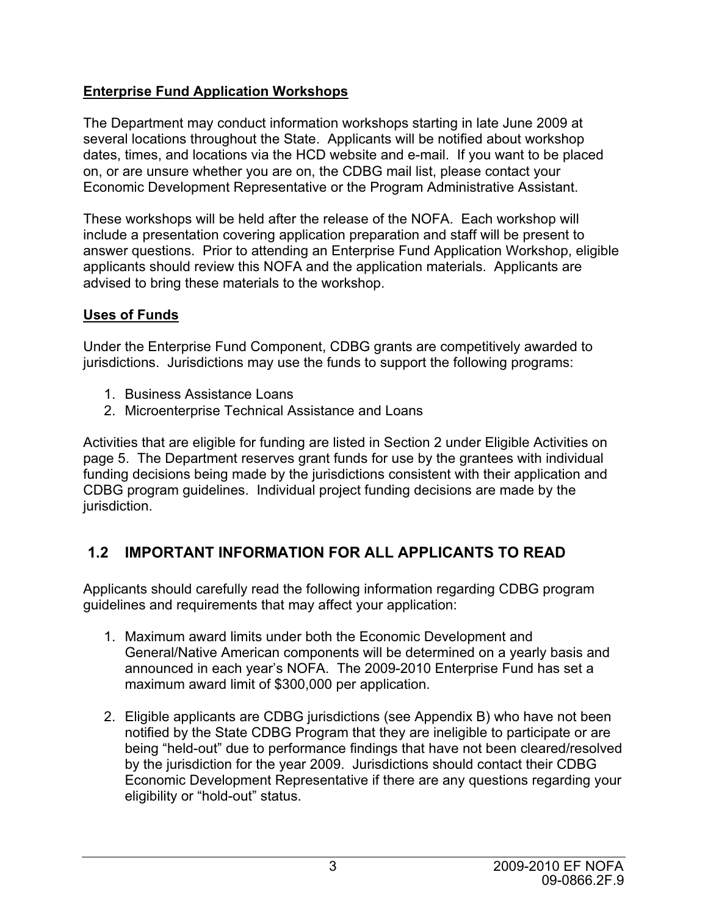**Enterprise Fund Application Workshops**

The Department may conduct information workshops starting in late June 2009 at several locations throughout the State. Applicants will be notified about workshop dates, times, and locations via the HCD website and e-mail. If you want to be placed on, or are unsure whether you are on, the CDBG mail list, please contact your Economic Development Representative or the Program Administrative Assistant.

These workshops will be held after the release of the NOFA. Each workshop will include a presentation covering application preparation and staff will be present to answer questions. Prior to attending an Enterprise Fund Application Workshop, eligible applicants should review this NOFA and the application materials. Applicants are advised to bring these materials to the workshop.

**Uses of Funds**

Under the Enterprise Fund Component, CDBG grants are competitively awarded to jurisdictions. Jurisdictions may use the funds to support the following programs:

1. Business Assistance Loans
2. Microenterprise Technical Assistance and Loans

Activities that are eligible for funding are listed in Section 2 under Eligible Activities on page 5. The Department reserves grant funds for use by the grantees with individual funding decisions being made by the jurisdictions consistent with their application and CDBG program guidelines. Individual project funding decisions are made by the jurisdiction.

## 1.2 IMPORTANT INFORMATION FOR ALL APPLICANTS TO READ

Applicants should carefully read the following information regarding CDBG program guidelines and requirements that may affect your application:

1. Maximum award limits under both the Economic Development and General/Native American components will be determined on a yearly basis and announced in each year's NOFA. The 2009-2010 Enterprise Fund has set a maximum award limit of $300,000 per application.

2. Eligible applicants are CDBG jurisdictions (see Appendix B) who have not been notified by the State CDBG Program that they are ineligible to participate or are being "held-out" due to performance findings that have not been cleared/resolved by the jurisdiction for the year 2009. Jurisdictions should contact their CDBG Economic Development Representative if there are any questions regarding your eligibility or "hold-out" status.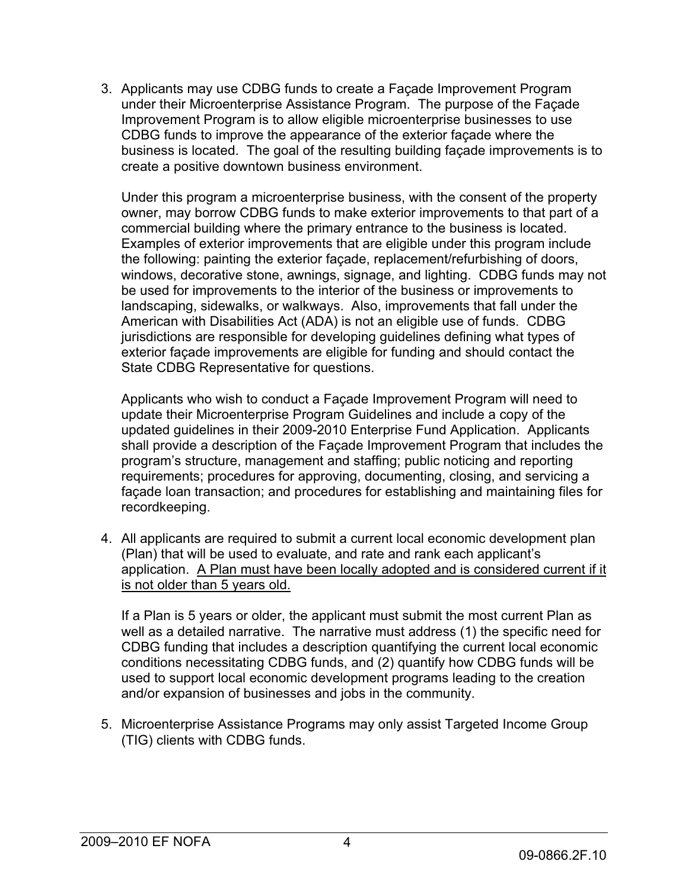3. Applicants may use CDBG funds to create a Façade Improvement Program under their Microenterprise Assistance Program. The purpose of the Façade Improvement Program is to allow eligible microenterprise businesses to use CDBG funds to improve the appearance of the exterior façade where the business is located. The goal of the resulting building façade improvements is to create a positive downtown business environment.

   Under this program a microenterprise business, with the consent of the property owner, may borrow CDBG funds to make exterior improvements to that part of a commercial building where the primary entrance to the business is located. Examples of exterior improvements that are eligible under this program include the following: painting the exterior façade, replacement/refurbishing of doors, windows, decorative stone, awnings, signage, and lighting. CDBG funds may not be used for improvements to the interior of the business or improvements to landscaping, sidewalks, or walkways. Also, improvements that fall under the American with Disabilities Act (ADA) is not an eligible use of funds. CDBG jurisdictions are responsible for developing guidelines defining what types of exterior façade improvements are eligible for funding and should contact the State CDBG Representative for questions.

   Applicants who wish to conduct a Façade Improvement Program will need to update their Microenterprise Program Guidelines and include a copy of the updated guidelines in their 2009-2010 Enterprise Fund Application. Applicants shall provide a description of the Façade Improvement Program that includes the program's structure, management and staffing; public noticing and reporting requirements; procedures for approving, documenting, closing, and servicing a façade loan transaction; and procedures for establishing and maintaining files for recordkeeping.

4. All applicants are required to submit a current local economic development plan (Plan) that will be used to evaluate, and rate and rank each applicant's application. <u>A Plan must have been locally adopted and is considered current if it is not older than 5 years old.</u>

   If a Plan is 5 years or older, the applicant must submit the most current Plan as well as a detailed narrative. The narrative must address (1) the specific need for CDBG funding that includes a description quantifying the current local economic conditions necessitating CDBG funds, and (2) quantify how CDBG funds will be used to support local economic development programs leading to the creation and/or expansion of businesses and jobs in the community.

5. Microenterprise Assistance Programs may only assist Targeted Income Group (TIG) clients with CDBG funds.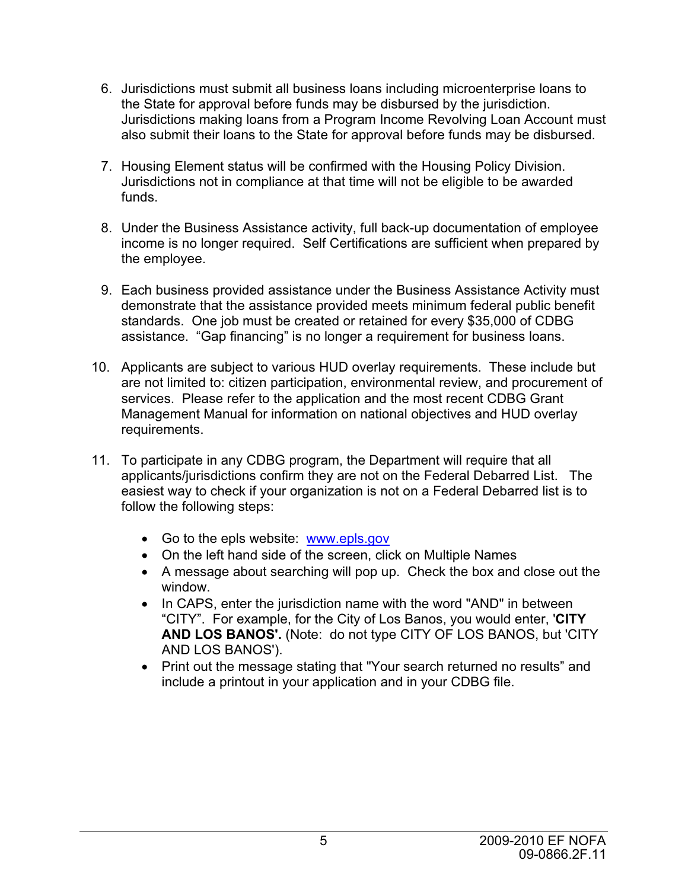6. Jurisdictions must submit all business loans including microenterprise loans to the State for approval before funds may be disbursed by the jurisdiction. Jurisdictions making loans from a Program Income Revolving Loan Account must also submit their loans to the State for approval before funds may be disbursed.

7. Housing Element status will be confirmed with the Housing Policy Division. Jurisdictions not in compliance at that time will not be eligible to be awarded funds.

8. Under the Business Assistance activity, full back-up documentation of employee income is no longer required. Self Certifications are sufficient when prepared by the employee.

9. Each business provided assistance under the Business Assistance Activity must demonstrate that the assistance provided meets minimum federal public benefit standards. One job must be created or retained for every $35,000 of CDBG assistance. "Gap financing" is no longer a requirement for business loans.

10. Applicants are subject to various HUD overlay requirements. These include but are not limited to: citizen participation, environmental review, and procurement of services. Please refer to the application and the most recent CDBG Grant Management Manual for information on national objectives and HUD overlay requirements.

11. To participate in any CDBG program, the Department will require that all applicants/jurisdictions confirm they are not on the Federal Debarred List. The easiest way to check if your organization is not on a Federal Debarred list is to follow the following steps:

    - Go to the epls website: [www.epls.gov](http://www.epls.gov)
    - On the left hand side of the screen, click on Multiple Names
    - A message about searching will pop up. Check the box and close out the window.
    - In CAPS, enter the jurisdiction name with the word "AND" in between "CITY". For example, for the City of Los Banos, you would enter, '**CITY AND LOS BANOS'.** (Note: do not type CITY OF LOS BANOS, but 'CITY AND LOS BANOS').
    - Print out the message stating that "Your search returned no results" and include a printout in your application and in your CDBG file.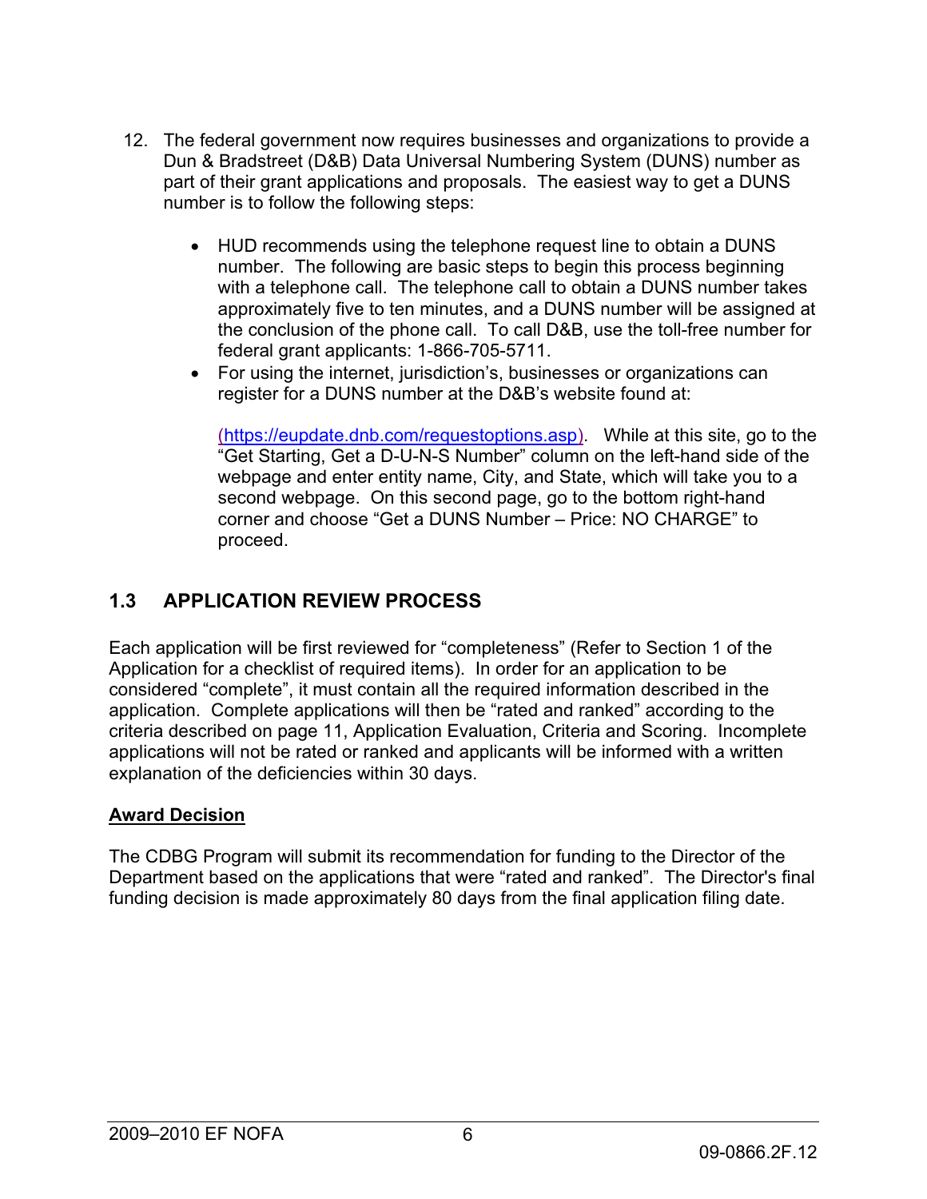12. The federal government now requires businesses and organizations to provide a Dun & Bradstreet (D&B) Data Universal Numbering System (DUNS) number as part of their grant applications and proposals. The easiest way to get a DUNS number is to follow the following steps:

    - HUD recommends using the telephone request line to obtain a DUNS number. The following are basic steps to begin this process beginning with a telephone call. The telephone call to obtain a DUNS number takes approximately five to ten minutes, and a DUNS number will be assigned at the conclusion of the phone call. To call D&B, use the toll-free number for federal grant applicants: 1-866-705-5711.
    - For using the internet, jurisdiction's, businesses or organizations can register for a DUNS number at the D&B's website found at:

      (https://eupdate.dnb.com/requestoptions.asp). While at this site, go to the "Get Starting, Get a D-U-N-S Number" column on the left-hand side of the webpage and enter entity name, City, and State, which will take you to a second webpage. On this second page, go to the bottom right-hand corner and choose "Get a DUNS Number – Price: NO CHARGE" to proceed.

## 1.3 APPLICATION REVIEW PROCESS

Each application will be first reviewed for "completeness" (Refer to Section 1 of the Application for a checklist of required items). In order for an application to be considered "complete", it must contain all the required information described in the application. Complete applications will then be "rated and ranked" according to the criteria described on page 11, Application Evaluation, Criteria and Scoring. Incomplete applications will not be rated or ranked and applicants will be informed with a written explanation of the deficiencies within 30 days.

**Award Decision**

The CDBG Program will submit its recommendation for funding to the Director of the Department based on the applications that were "rated and ranked". The Director's final funding decision is made approximately 80 days from the final application filing date.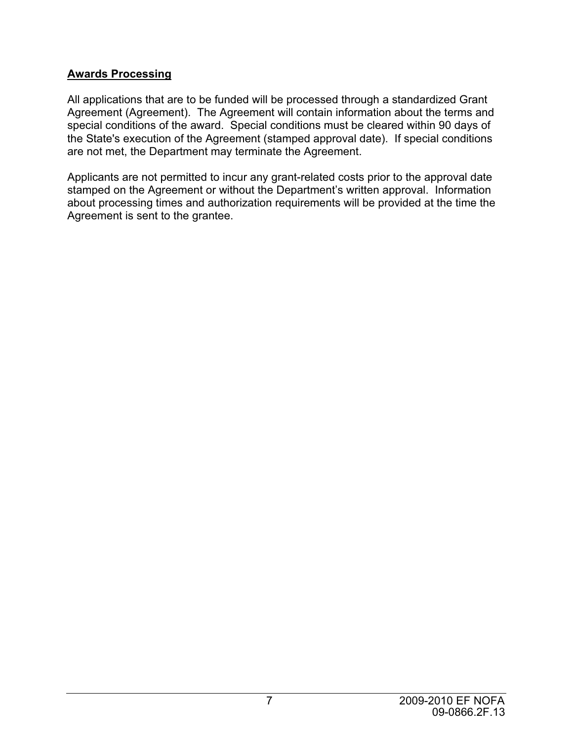## Awards Processing

All applications that are to be funded will be processed through a standardized Grant Agreement (Agreement). The Agreement will contain information about the terms and special conditions of the award. Special conditions must be cleared within 90 days of the State's execution of the Agreement (stamped approval date). If special conditions are not met, the Department may terminate the Agreement.

Applicants are not permitted to incur any grant-related costs prior to the approval date stamped on the Agreement or without the Department's written approval. Information about processing times and authorization requirements will be provided at the time the Agreement is sent to the grantee.